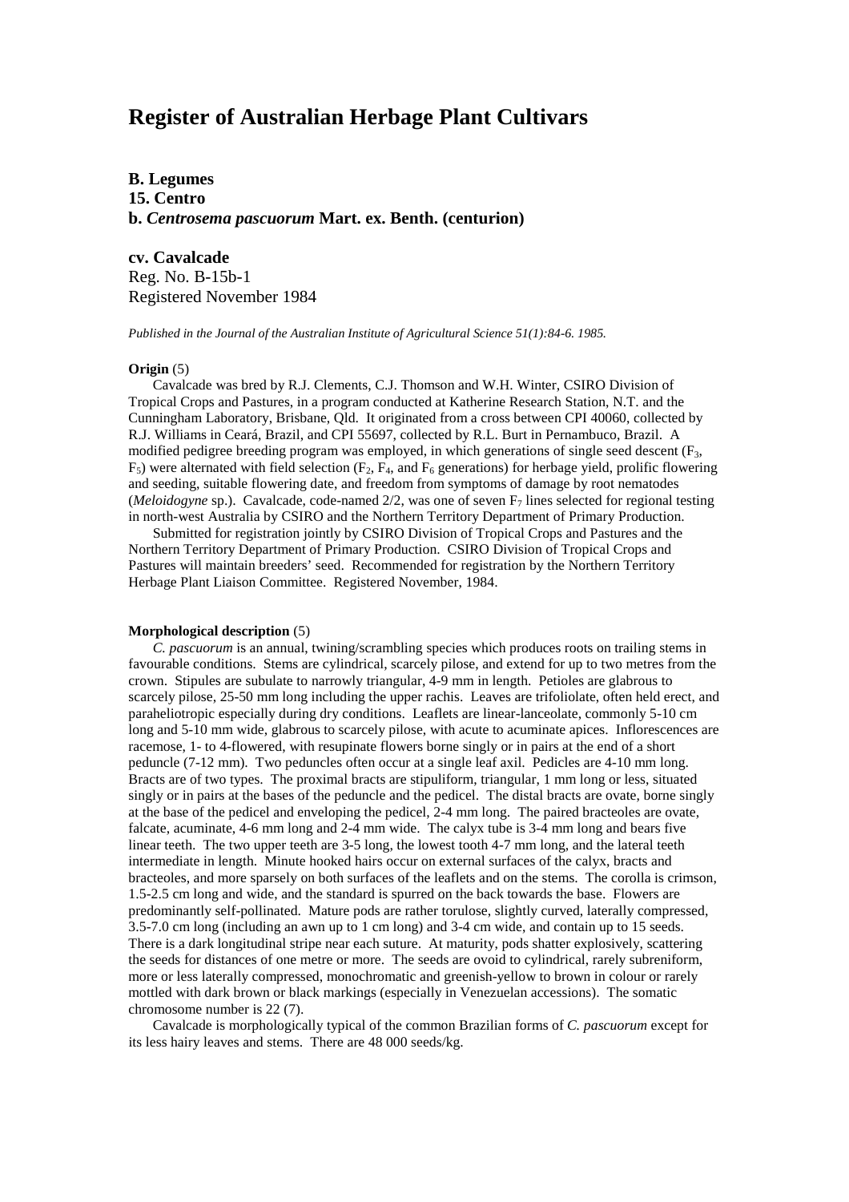# Register of Australian Herbage Plant Cultivars

**B. Legumes**
**15. Centro**
**b. *Centrosema pascuorum* Mart. ex. Benth. (centurion)**

**cv. Cavalcade**
Reg. No. B-15b-1
Registered November 1984

*Published in the Journal of the Australian Institute of Agricultural Science 51(1):84-6. 1985.*

**Origin** (5)

Cavalcade was bred by R.J. Clements, C.J. Thomson and W.H. Winter, CSIRO Division of Tropical Crops and Pastures, in a program conducted at Katherine Research Station, N.T. and the Cunningham Laboratory, Brisbane, Qld. It originated from a cross between CPI 40060, collected by R.J. Williams in Ceará, Brazil, and CPI 55697, collected by R.L. Burt in Pernambuco, Brazil. A modified pedigree breeding program was employed, in which generations of single seed descent ($F_3$, $F_5$) were alternated with field selection ($F_2$, $F_4$, and $F_6$ generations) for herbage yield, prolific flowering and seeding, suitable flowering date, and freedom from symptoms of damage by root nematodes (*Meloidogyne* sp.). Cavalcade, code-named 2/2, was one of seven $F_7$ lines selected for regional testing in north-west Australia by CSIRO and the Northern Territory Department of Primary Production.

Submitted for registration jointly by CSIRO Division of Tropical Crops and Pastures and the Northern Territory Department of Primary Production. CSIRO Division of Tropical Crops and Pastures will maintain breeders' seed. Recommended for registration by the Northern Territory Herbage Plant Liaison Committee. Registered November, 1984.

**Morphological description** (5)

*C. pascuorum* is an annual, twining/scrambling species which produces roots on trailing stems in favourable conditions. Stems are cylindrical, scarcely pilose, and extend for up to two metres from the crown. Stipules are subulate to narrowly triangular, 4-9 mm in length. Petioles are glabrous to scarcely pilose, 25-50 mm long including the upper rachis. Leaves are trifoliolate, often held erect, and paraheliotropic especially during dry conditions. Leaflets are linear-lanceolate, commonly 5-10 cm long and 5-10 mm wide, glabrous to scarcely pilose, with acute to acuminate apices. Inflorescences are racemose, 1- to 4-flowered, with resupinate flowers borne singly or in pairs at the end of a short peduncle (7-12 mm). Two peduncles often occur at a single leaf axil. Pedicles are 4-10 mm long. Bracts are of two types. The proximal bracts are stipuliform, triangular, 1 mm long or less, situated singly or in pairs at the bases of the peduncle and the pedicel. The distal bracts are ovate, borne singly at the base of the pedicel and enveloping the pedicel, 2-4 mm long. The paired bracteoles are ovate, falcate, acuminate, 4-6 mm long and 2-4 mm wide. The calyx tube is 3-4 mm long and bears five linear teeth. The two upper teeth are 3-5 long, the lowest tooth 4-7 mm long, and the lateral teeth intermediate in length. Minute hooked hairs occur on external surfaces of the calyx, bracts and bracteoles, and more sparsely on both surfaces of the leaflets and on the stems. The corolla is crimson, 1.5-2.5 cm long and wide, and the standard is spurred on the back towards the base. Flowers are predominantly self-pollinated. Mature pods are rather torulose, slightly curved, laterally compressed, 3.5-7.0 cm long (including an awn up to 1 cm long) and 3-4 cm wide, and contain up to 15 seeds. There is a dark longitudinal stripe near each suture. At maturity, pods shatter explosively, scattering the seeds for distances of one metre or more. The seeds are ovoid to cylindrical, rarely subreniform, more or less laterally compressed, monochromatic and greenish-yellow to brown in colour or rarely mottled with dark brown or black markings (especially in Venezuelan accessions). The somatic chromosome number is 22 (7).

Cavalcade is morphologically typical of the common Brazilian forms of *C. pascuorum* except for its less hairy leaves and stems. There are 48 000 seeds/kg.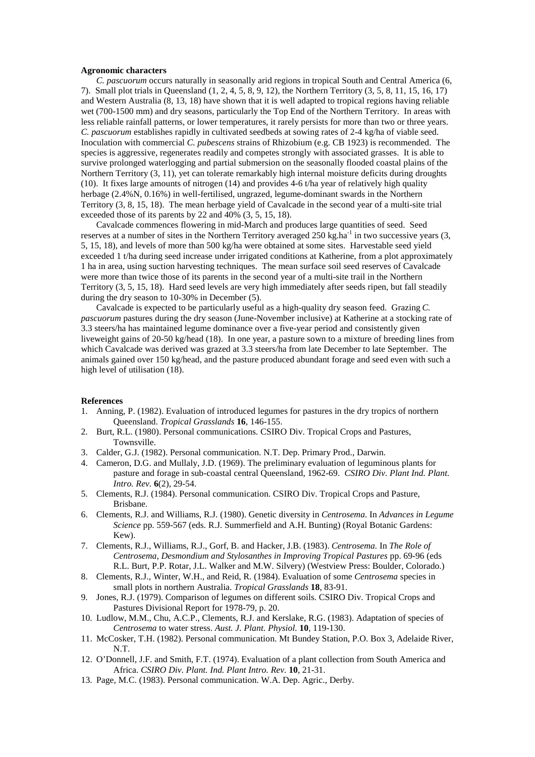### Agronomic characters

*C. pascuorum* occurs naturally in seasonally arid regions in tropical South and Central America (6, 7). Small plot trials in Queensland (1, 2, 4, 5, 8, 9, 12), the Northern Territory (3, 5, 8, 11, 15, 16, 17) and Western Australia (8, 13, 18) have shown that it is well adapted to tropical regions having reliable wet (700-1500 mm) and dry seasons, particularly the Top End of the Northern Territory. In areas with less reliable rainfall patterns, or lower temperatures, it rarely persists for more than two or three years. *C. pascuorum* establishes rapidly in cultivated seedbeds at sowing rates of 2-4 kg/ha of viable seed. Inoculation with commercial *C. pubescens* strains of Rhizobium (e.g. CB 1923) is recommended. The species is aggressive, regenerates readily and competes strongly with associated grasses. It is able to survive prolonged waterlogging and partial submersion on the seasonally flooded coastal plains of the Northern Territory (3, 11), yet can tolerate remarkably high internal moisture deficits during droughts (10). It fixes large amounts of nitrogen (14) and provides 4-6 t/ha year of relatively high quality herbage (2.4%N, 0.16%) in well-fertilised, ungrazed, legume-dominant swards in the Northern Territory (3, 8, 15, 18). The mean herbage yield of Cavalcade in the second year of a multi-site trial exceeded those of its parents by 22 and 40% (3, 5, 15, 18).

Cavalcade commences flowering in mid-March and produces large quantities of seed. Seed reserves at a number of sites in the Northern Territory averaged 250 kg.ha$^{-1}$ in two successive years (3, 5, 15, 18), and levels of more than 500 kg/ha were obtained at some sites. Harvestable seed yield exceeded 1 t/ha during seed increase under irrigated conditions at Katherine, from a plot approximately 1 ha in area, using suction harvesting techniques. The mean surface soil seed reserves of Cavalcade were more than twice those of its parents in the second year of a multi-site trail in the Northern Territory (3, 5, 15, 18). Hard seed levels are very high immediately after seeds ripen, but fall steadily during the dry season to 10-30% in December (5).

Cavalcade is expected to be particularly useful as a high-quality dry season feed. Grazing *C. pascuorum* pastures during the dry season (June-November inclusive) at Katherine at a stocking rate of 3.3 steers/ha has maintained legume dominance over a five-year period and consistently given liveweight gains of 20-50 kg/head (18). In one year, a pasture sown to a mixture of breeding lines from which Cavalcade was derived was grazed at 3.3 steers/ha from late December to late September. The animals gained over 150 kg/head, and the pasture produced abundant forage and seed even with such a high level of utilisation (18).

### References

1. Anning, P. (1982). Evaluation of introduced legumes for pastures in the dry tropics of northern Queensland. *Tropical Grasslands* **16**, 146-155.
2. Burt, R.L. (1980). Personal communications. CSIRO Div. Tropical Crops and Pastures, Townsville.
3. Calder, G.J. (1982). Personal communication. N.T. Dep. Primary Prod., Darwin.
4. Cameron, D.G. and Mullaly, J.D. (1969). The preliminary evaluation of leguminous plants for pasture and forage in sub-coastal central Queensland, 1962-69. *CSIRO Div. Plant Ind. Plant. Intro. Rev.* **6**(2), 29-54.
5. Clements, R.J. (1984). Personal communication. CSIRO Div. Tropical Crops and Pasture, Brisbane.
6. Clements, R.J. and Williams, R.J. (1980). Genetic diversity in *Centrosema*. In *Advances in Legume Science* pp. 559-567 (eds. R.J. Summerfield and A.H. Bunting) (Royal Botanic Gardens: Kew).
7. Clements, R.J., Williams, R.J., Gorf, B. and Hacker, J.B. (1983). *Centrosema.* In *The Role of Centrosema, Desmondium and Stylosanthes in Improving Tropical Pastures* pp. 69-96 (eds R.L. Burt, P.P. Rotar, J.L. Walker and M.W. Silvery) (Westview Press: Boulder, Colorado.)
8. Clements, R.J., Winter, W.H., and Reid, R. (1984). Evaluation of some *Centrosema* species in small plots in northern Australia. *Tropical Grasslands* **18**, 83-91.
9. Jones, R.J. (1979). Comparison of legumes on different soils. CSIRO Div. Tropical Crops and Pastures Divisional Report for 1978-79, p. 20.
10. Ludlow, M.M., Chu, A.C.P., Clements, R.J. and Kerslake, R.G. (1983). Adaptation of species of *Centrosema* to water stress. *Aust. J. Plant. Physiol.* **10**, 119-130.
11. McCosker, T.H. (1982). Personal communication. Mt Bundey Station, P.O. Box 3, Adelaide River, N.T.
12. O'Donnell, J.F. and Smith, F.T. (1974). Evaluation of a plant collection from South America and Africa. *CSIRO Div. Plant. Ind. Plant Intro. Rev.* **10**, 21-31.
13. Page, M.C. (1983). Personal communication. W.A. Dep. Agric., Derby.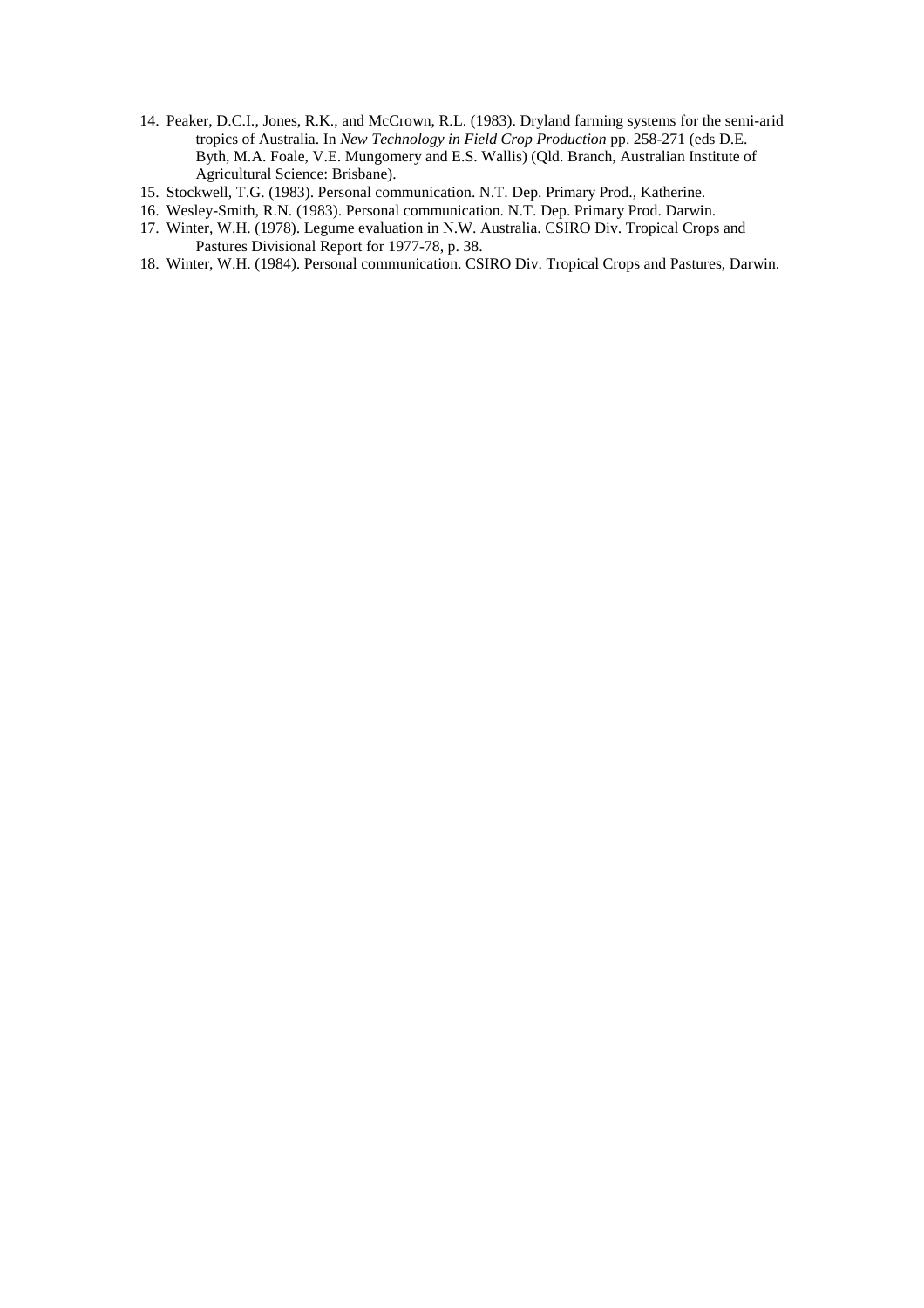14. Peaker, D.C.I., Jones, R.K., and McCrown, R.L. (1983). Dryland farming systems for the semi-arid tropics of Australia. In *New Technology in Field Crop Production* pp. 258-271 (eds D.E. Byth, M.A. Foale, V.E. Mungomery and E.S. Wallis) (Qld. Branch, Australian Institute of Agricultural Science: Brisbane).
15. Stockwell, T.G. (1983). Personal communication. N.T. Dep. Primary Prod., Katherine.
16. Wesley-Smith, R.N. (1983). Personal communication. N.T. Dep. Primary Prod. Darwin.
17. Winter, W.H. (1978). Legume evaluation in N.W. Australia. CSIRO Div. Tropical Crops and Pastures Divisional Report for 1977-78, p. 38.
18. Winter, W.H. (1984). Personal communication. CSIRO Div. Tropical Crops and Pastures, Darwin.